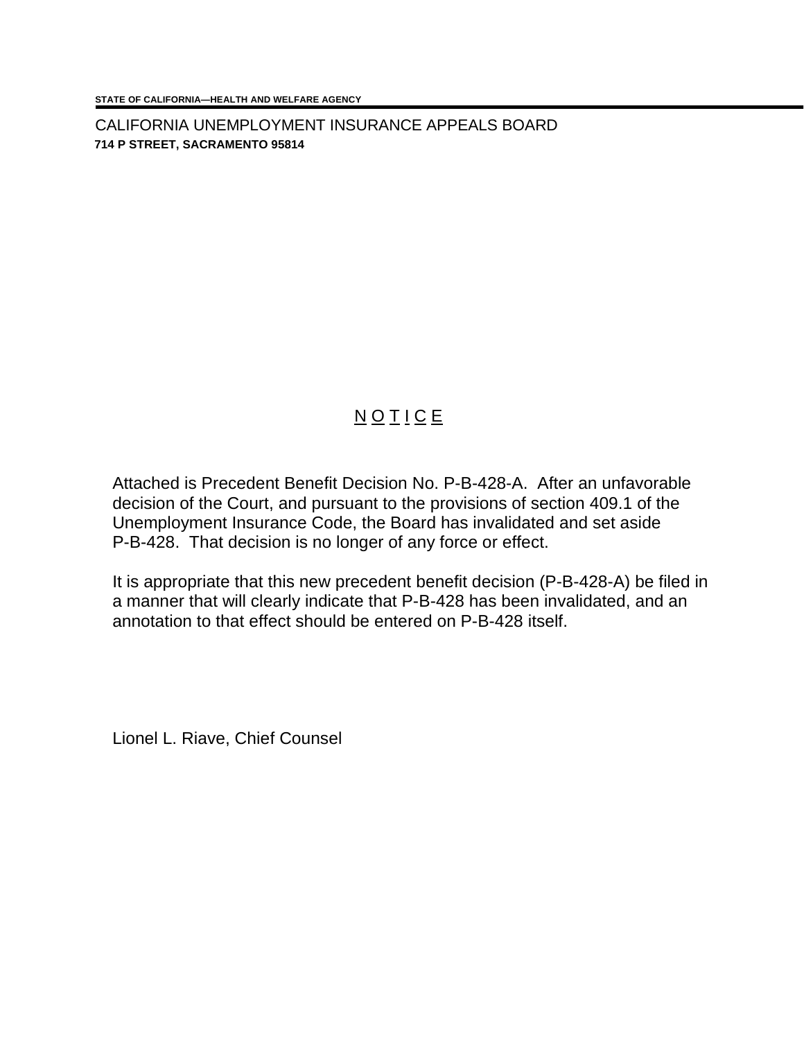STATE OF CALIFORNIA—HEALTH AND WELFARE AGENCY

CALIFORNIA UNEMPLOYMENT INSURANCE APPEALS BOARD
**714 P STREET, SACRAMENTO 95814**

## N O T I C E

Attached is Precedent Benefit Decision No. P-B-428-A. After an unfavorable decision of the Court, and pursuant to the provisions of section 409.1 of the Unemployment Insurance Code, the Board has invalidated and set aside P-B-428. That decision is no longer of any force or effect.

It is appropriate that this new precedent benefit decision (P-B-428-A) be filed in a manner that will clearly indicate that P-B-428 has been invalidated, and an annotation to that effect should be entered on P-B-428 itself.

Lionel L. Riave, Chief Counsel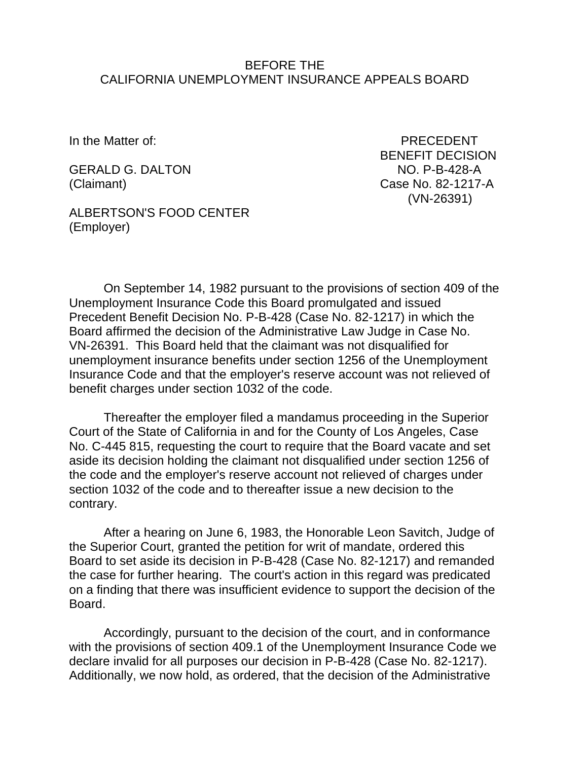BEFORE THE
CALIFORNIA UNEMPLOYMENT INSURANCE APPEALS BOARD

In the Matter of:

GERALD G. DALTON
(Claimant)

ALBERTSON'S FOOD CENTER
(Employer)

PRECEDENT
BENEFIT DECISION
NO. P-B-428-A
Case No. 82-1217-A
(VN-26391)

On September 14, 1982 pursuant to the provisions of section 409 of the Unemployment Insurance Code this Board promulgated and issued Precedent Benefit Decision No. P-B-428 (Case No. 82-1217) in which the Board affirmed the decision of the Administrative Law Judge in Case No. VN-26391. This Board held that the claimant was not disqualified for unemployment insurance benefits under section 1256 of the Unemployment Insurance Code and that the employer's reserve account was not relieved of benefit charges under section 1032 of the code.

Thereafter the employer filed a mandamus proceeding in the Superior Court of the State of California in and for the County of Los Angeles, Case No. C-445 815, requesting the court to require that the Board vacate and set aside its decision holding the claimant not disqualified under section 1256 of the code and the employer's reserve account not relieved of charges under section 1032 of the code and to thereafter issue a new decision to the contrary.

After a hearing on June 6, 1983, the Honorable Leon Savitch, Judge of the Superior Court, granted the petition for writ of mandate, ordered this Board to set aside its decision in P-B-428 (Case No. 82-1217) and remanded the case for further hearing. The court's action in this regard was predicated on a finding that there was insufficient evidence to support the decision of the Board.

Accordingly, pursuant to the decision of the court, and in conformance with the provisions of section 409.1 of the Unemployment Insurance Code we declare invalid for all purposes our decision in P-B-428 (Case No. 82-1217). Additionally, we now hold, as ordered, that the decision of the Administrative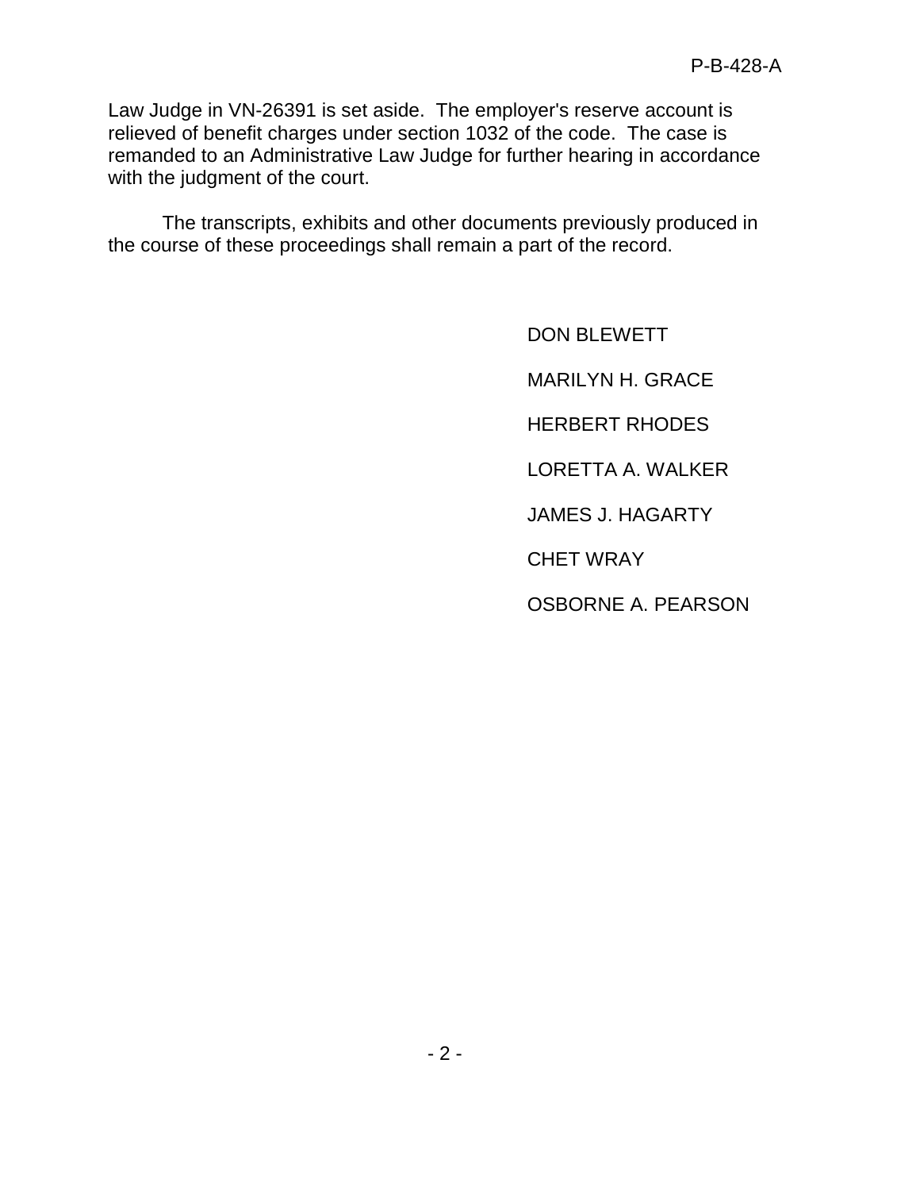Law Judge in VN-26391 is set aside. The employer's reserve account is relieved of benefit charges under section 1032 of the code. The case is remanded to an Administrative Law Judge for further hearing in accordance with the judgment of the court.

The transcripts, exhibits and other documents previously produced in the course of these proceedings shall remain a part of the record.

DON BLEWETT

MARILYN H. GRACE

HERBERT RHODES

LORETTA A. WALKER

JAMES J. HAGARTY

CHET WRAY

OSBORNE A. PEARSON